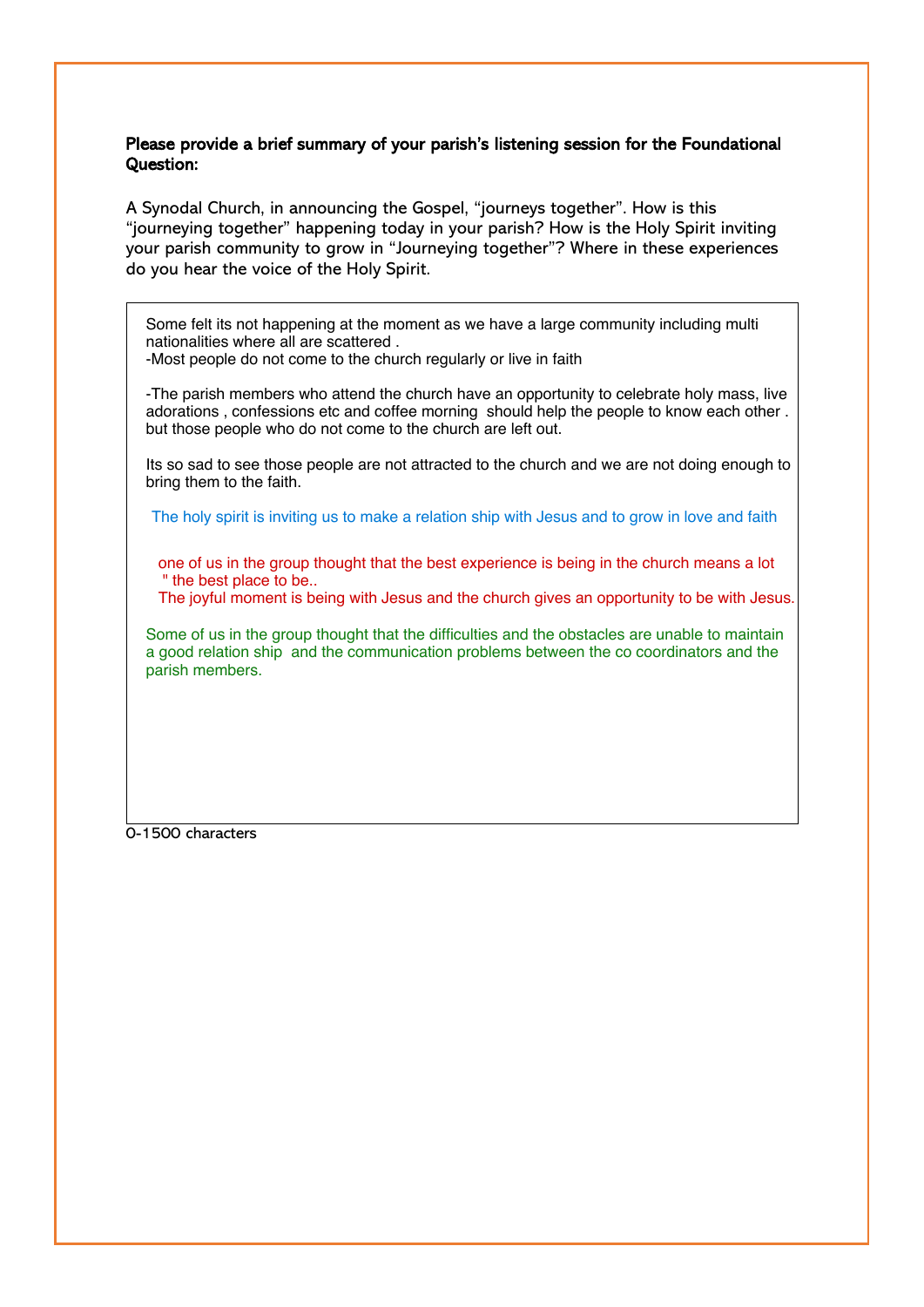**Please provide a brief summary of your parish's listening session for the Foundational Question:**

A Synodal Church, in announcing the Gospel, "journeys together". How is this "journeying together" happening today in your parish? How is the Holy Spirit inviting your parish community to grow in "Journeying together"? Where in these experiences do you hear the voice of the Holy Spirit.

Some felt its not happening at the moment as we have a large community including multi nationalities where all are scattered .
-Most people do not come to the church regularly or live in faith

-The parish members who attend the church have an opportunity to celebrate holy mass, live adorations , confessions etc and coffee morning should help the people to know each other . but those people who do not come to the church are left out.

Its so sad to see those people are not attracted to the church and we are not doing enough to bring them to the faith.

The holy spirit is inviting us to make a relation ship with Jesus and to grow in love and faith

one of us in the group thought that the best experience is being in the church means a lot " the best place to be..
The joyful moment is being with Jesus and the church gives an opportunity to be with Jesus.

Some of us in the group thought that the difficulties and the obstacles are unable to maintain a good relation ship and the communication problems between the co coordinators and the parish members.

0-1500 characters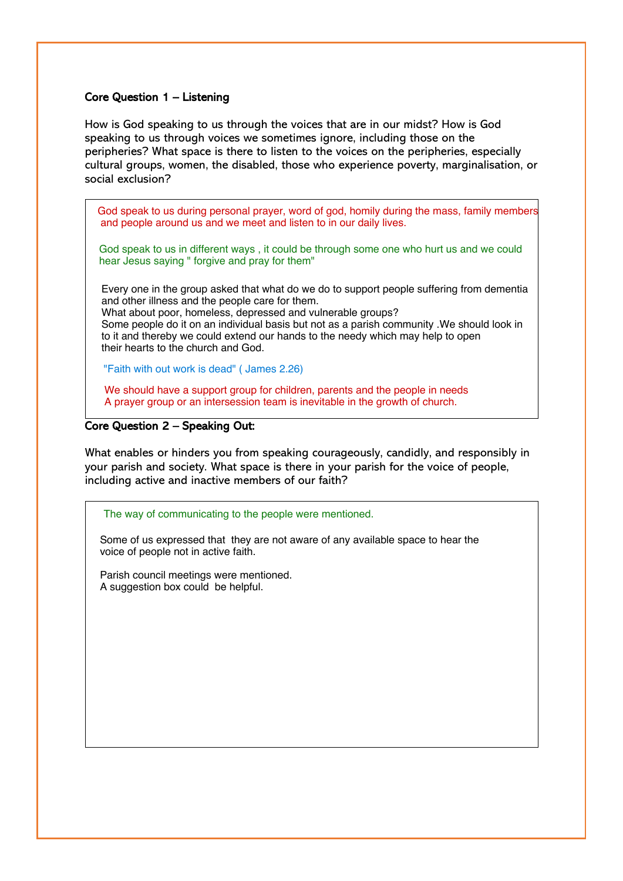**Core Question 1 – Listening**

How is God speaking to us through the voices that are in our midst? How is God speaking to us through voices we sometimes ignore, including those on the peripheries? What space is there to listen to the voices on the peripheries, especially cultural groups, women, the disabled, those who experience poverty, marginalisation, or social exclusion?

God speak to us during personal prayer, word of god, homily during the mass, family members and people around us and we meet and listen to in our daily lives.

God speak to us in different ways , it could be through some one who hurt us and we could hear Jesus saying " forgive and pray for them"

Every one in the group asked that what do we do to support people suffering from dementia and other illness and the people care for them.
What about poor, homeless, depressed and vulnerable groups?
Some people do it on an individual basis but not as a parish community .We should look in to it and thereby we could extend our hands to the needy which may help to open their hearts to the church and God.

"Faith with out work is dead" ( James 2.26)

We should have a support group for children, parents and the people in needs
A prayer group or an intersession team is inevitable in the growth of church.

**Core Question 2 – Speaking Out:**

What enables or hinders you from speaking courageously, candidly, and responsibly in your parish and society. What space is there in your parish for the voice of people, including active and inactive members of our faith?

The way of communicating to the people were mentioned.

Some of us expressed that they are not aware of any available space to hear the voice of people not in active faith.

Parish council meetings were mentioned.
A suggestion box could be helpful.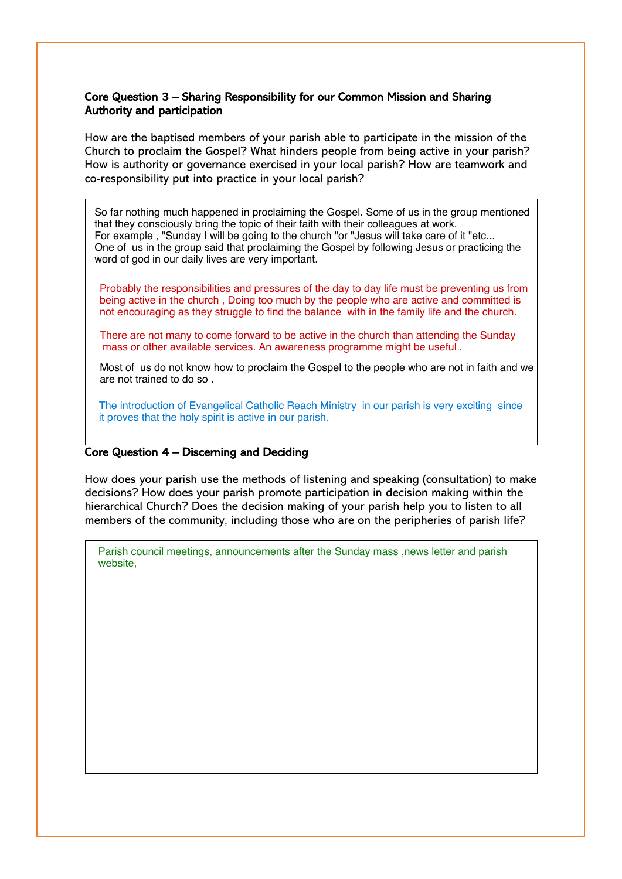**Core Question 3 – Sharing Responsibility for our Common Mission and Sharing Authority and participation**

How are the baptised members of your parish able to participate in the mission of the Church to proclaim the Gospel? What hinders people from being active in your parish? How is authority or governance exercised in your local parish? How are teamwork and co-responsibility put into practice in your local parish?

So far nothing much happened in proclaiming the Gospel. Some of us in the group mentioned that they consciously bring the topic of their faith with their colleagues at work.
For example , "Sunday I will be going to the church "or "Jesus will take care of it "etc...
One of us in the group said that proclaiming the Gospel by following Jesus or practicing the word of god in our daily lives are very important.

Probably the responsibilities and pressures of the day to day life must be preventing us from being active in the church , Doing too much by the people who are active and committed is not encouraging as they struggle to find the balance with in the family life and the church.

There are not many to come forward to be active in the church than attending the Sunday mass or other available services. An awareness programme might be useful .

Most of us do not know how to proclaim the Gospel to the people who are not in faith and we are not trained to do so .

The introduction of Evangelical Catholic Reach Ministry in our parish is very exciting since it proves that the holy spirit is active in our parish.

**Core Question 4 – Discerning and Deciding**

How does your parish use the methods of listening and speaking (consultation) to make decisions? How does your parish promote participation in decision making within the hierarchical Church? Does the decision making of your parish help you to listen to all members of the community, including those who are on the peripheries of parish life?

Parish council meetings, announcements after the Sunday mass ,news letter and parish website,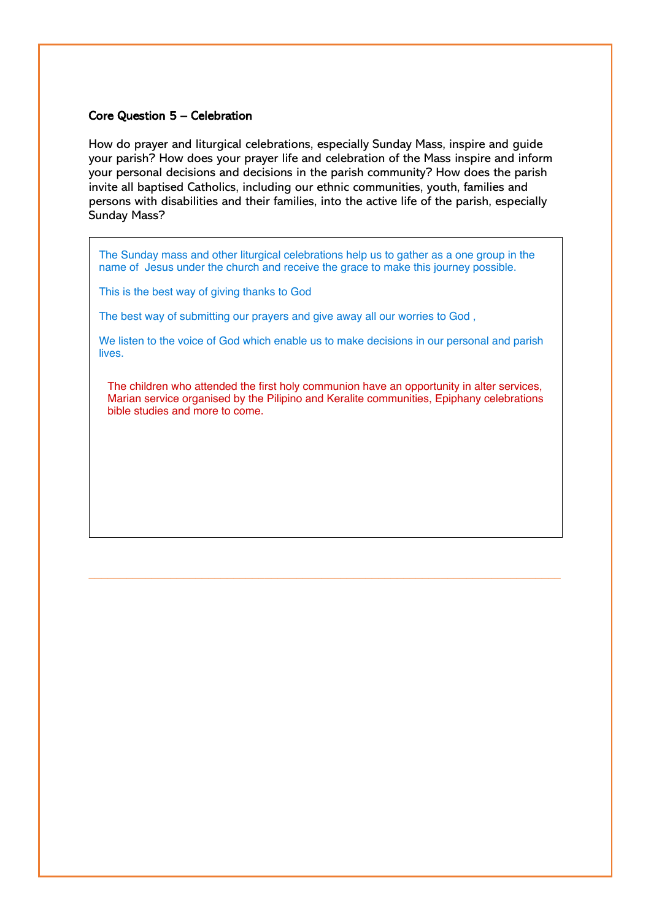**Core Question 5 – Celebration**

How do prayer and liturgical celebrations, especially Sunday Mass, inspire and guide your parish? How does your prayer life and celebration of the Mass inspire and inform your personal decisions and decisions in the parish community? How does the parish invite all baptised Catholics, including our ethnic communities, youth, families and persons with disabilities and their families, into the active life of the parish, especially Sunday Mass?

The Sunday mass and other liturgical celebrations help us to gather as a one group in the name of  Jesus under the church and receive the grace to make this journey possible.

This is the best way of giving thanks to God

The best way of submitting our prayers and give away all our worries to God ,

We listen to the voice of God which enable us to make decisions in our personal and parish lives.

The children who attended the first holy communion have an opportunity in alter services, Marian service organised by the Pilipino and Keralite communities, Epiphany celebrations bible studies and more to come.